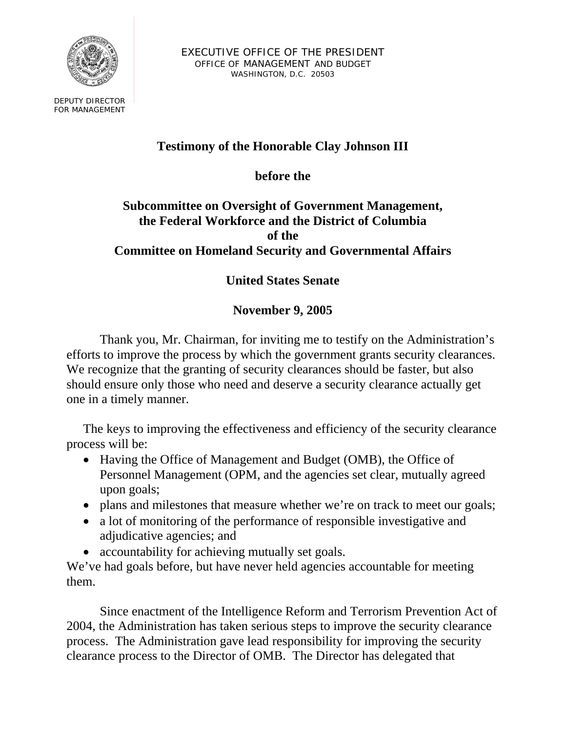EXECUTIVE OFFICE OF THE PRESIDENT
OFFICE OF MANAGEMENT AND BUDGET
WASHINGTON, D.C. 20503

DEPUTY DIRECTOR
FOR MANAGEMENT

# Testimony of the Honorable Clay Johnson III

**before the**

**Subcommittee on Oversight of Government Management, the Federal Workforce and the District of Columbia of the Committee on Homeland Security and Governmental Affairs**

**United States Senate**

**November 9, 2005**

Thank you, Mr. Chairman, for inviting me to testify on the Administration's efforts to improve the process by which the government grants security clearances. We recognize that the granting of security clearances should be faster, but also should ensure only those who need and deserve a security clearance actually get one in a timely manner.

The keys to improving the effectiveness and efficiency of the security clearance process will be:

- Having the Office of Management and Budget (OMB), the Office of Personnel Management (OPM, and the agencies set clear, mutually agreed upon goals;
- plans and milestones that measure whether we're on track to meet our goals;
- a lot of monitoring of the performance of responsible investigative and adjudicative agencies; and
- accountability for achieving mutually set goals.

We've had goals before, but have never held agencies accountable for meeting them.

Since enactment of the Intelligence Reform and Terrorism Prevention Act of 2004, the Administration has taken serious steps to improve the security clearance process. The Administration gave lead responsibility for improving the security clearance process to the Director of OMB. The Director has delegated that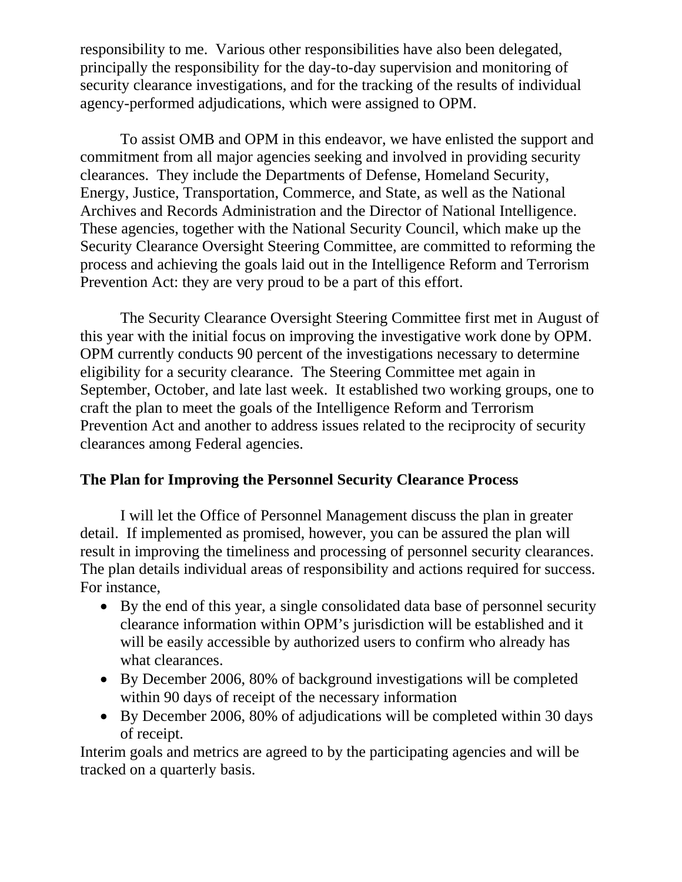responsibility to me. Various other responsibilities have also been delegated, principally the responsibility for the day-to-day supervision and monitoring of security clearance investigations, and for the tracking of the results of individual agency-performed adjudications, which were assigned to OPM.

To assist OMB and OPM in this endeavor, we have enlisted the support and commitment from all major agencies seeking and involved in providing security clearances. They include the Departments of Defense, Homeland Security, Energy, Justice, Transportation, Commerce, and State, as well as the National Archives and Records Administration and the Director of National Intelligence. These agencies, together with the National Security Council, which make up the Security Clearance Oversight Steering Committee, are committed to reforming the process and achieving the goals laid out in the Intelligence Reform and Terrorism Prevention Act: they are very proud to be a part of this effort.

The Security Clearance Oversight Steering Committee first met in August of this year with the initial focus on improving the investigative work done by OPM. OPM currently conducts 90 percent of the investigations necessary to determine eligibility for a security clearance. The Steering Committee met again in September, October, and late last week. It established two working groups, one to craft the plan to meet the goals of the Intelligence Reform and Terrorism Prevention Act and another to address issues related to the reciprocity of security clearances among Federal agencies.

**The Plan for Improving the Personnel Security Clearance Process**

I will let the Office of Personnel Management discuss the plan in greater detail. If implemented as promised, however, you can be assured the plan will result in improving the timeliness and processing of personnel security clearances. The plan details individual areas of responsibility and actions required for success. For instance,

- By the end of this year, a single consolidated data base of personnel security clearance information within OPM's jurisdiction will be established and it will be easily accessible by authorized users to confirm who already has what clearances.
- By December 2006, 80% of background investigations will be completed within 90 days of receipt of the necessary information
- By December 2006, 80% of adjudications will be completed within 30 days of receipt.

Interim goals and metrics are agreed to by the participating agencies and will be tracked on a quarterly basis.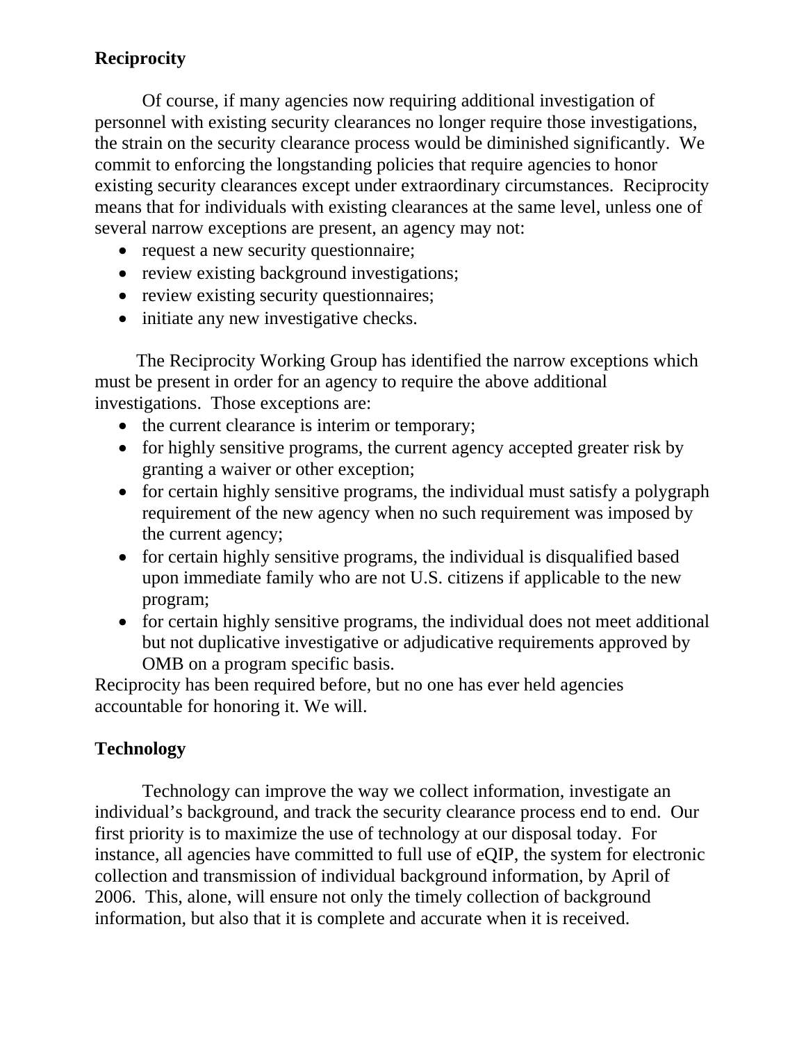**Reciprocity**

Of course, if many agencies now requiring additional investigation of personnel with existing security clearances no longer require those investigations, the strain on the security clearance process would be diminished significantly. We commit to enforcing the longstanding policies that require agencies to honor existing security clearances except under extraordinary circumstances. Reciprocity means that for individuals with existing clearances at the same level, unless one of several narrow exceptions are present, an agency may not:

- request a new security questionnaire;
- review existing background investigations;
- review existing security questionnaires;
- initiate any new investigative checks.

The Reciprocity Working Group has identified the narrow exceptions which must be present in order for an agency to require the above additional investigations. Those exceptions are:

- the current clearance is interim or temporary;
- for highly sensitive programs, the current agency accepted greater risk by granting a waiver or other exception;
- for certain highly sensitive programs, the individual must satisfy a polygraph requirement of the new agency when no such requirement was imposed by the current agency;
- for certain highly sensitive programs, the individual is disqualified based upon immediate family who are not U.S. citizens if applicable to the new program;
- for certain highly sensitive programs, the individual does not meet additional but not duplicative investigative or adjudicative requirements approved by OMB on a program specific basis.

Reciprocity has been required before, but no one has ever held agencies accountable for honoring it. We will.

**Technology**

Technology can improve the way we collect information, investigate an individual's background, and track the security clearance process end to end. Our first priority is to maximize the use of technology at our disposal today. For instance, all agencies have committed to full use of eQIP, the system for electronic collection and transmission of individual background information, by April of 2006. This, alone, will ensure not only the timely collection of background information, but also that it is complete and accurate when it is received.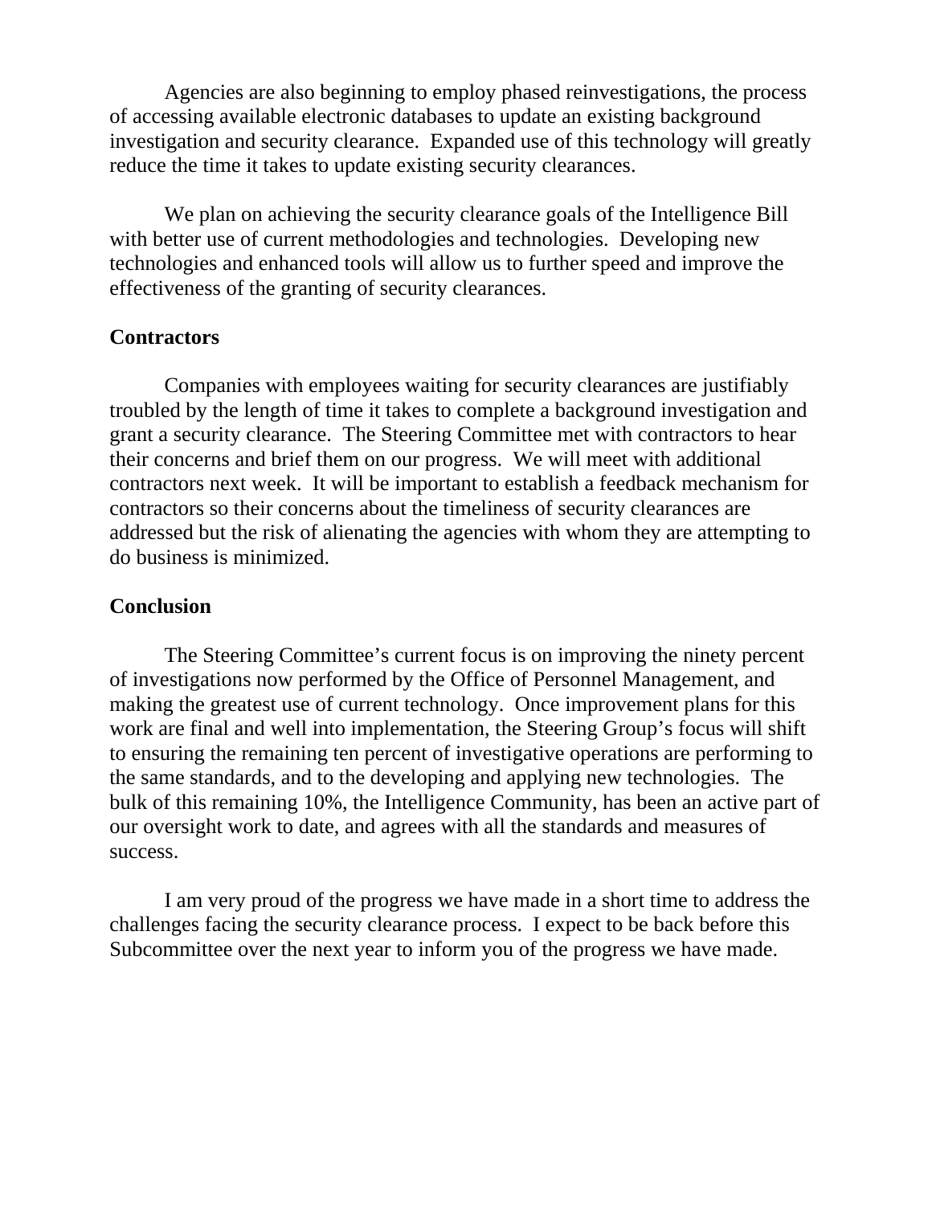Agencies are also beginning to employ phased reinvestigations, the process of accessing available electronic databases to update an existing background investigation and security clearance. Expanded use of this technology will greatly reduce the time it takes to update existing security clearances.

We plan on achieving the security clearance goals of the Intelligence Bill with better use of current methodologies and technologies. Developing new technologies and enhanced tools will allow us to further speed and improve the effectiveness of the granting of security clearances.

**Contractors**

Companies with employees waiting for security clearances are justifiably troubled by the length of time it takes to complete a background investigation and grant a security clearance. The Steering Committee met with contractors to hear their concerns and brief them on our progress. We will meet with additional contractors next week. It will be important to establish a feedback mechanism for contractors so their concerns about the timeliness of security clearances are addressed but the risk of alienating the agencies with whom they are attempting to do business is minimized.

**Conclusion**

The Steering Committee's current focus is on improving the ninety percent of investigations now performed by the Office of Personnel Management, and making the greatest use of current technology. Once improvement plans for this work are final and well into implementation, the Steering Group's focus will shift to ensuring the remaining ten percent of investigative operations are performing to the same standards, and to the developing and applying new technologies. The bulk of this remaining 10%, the Intelligence Community, has been an active part of our oversight work to date, and agrees with all the standards and measures of success.

I am very proud of the progress we have made in a short time to address the challenges facing the security clearance process. I expect to be back before this Subcommittee over the next year to inform you of the progress we have made.